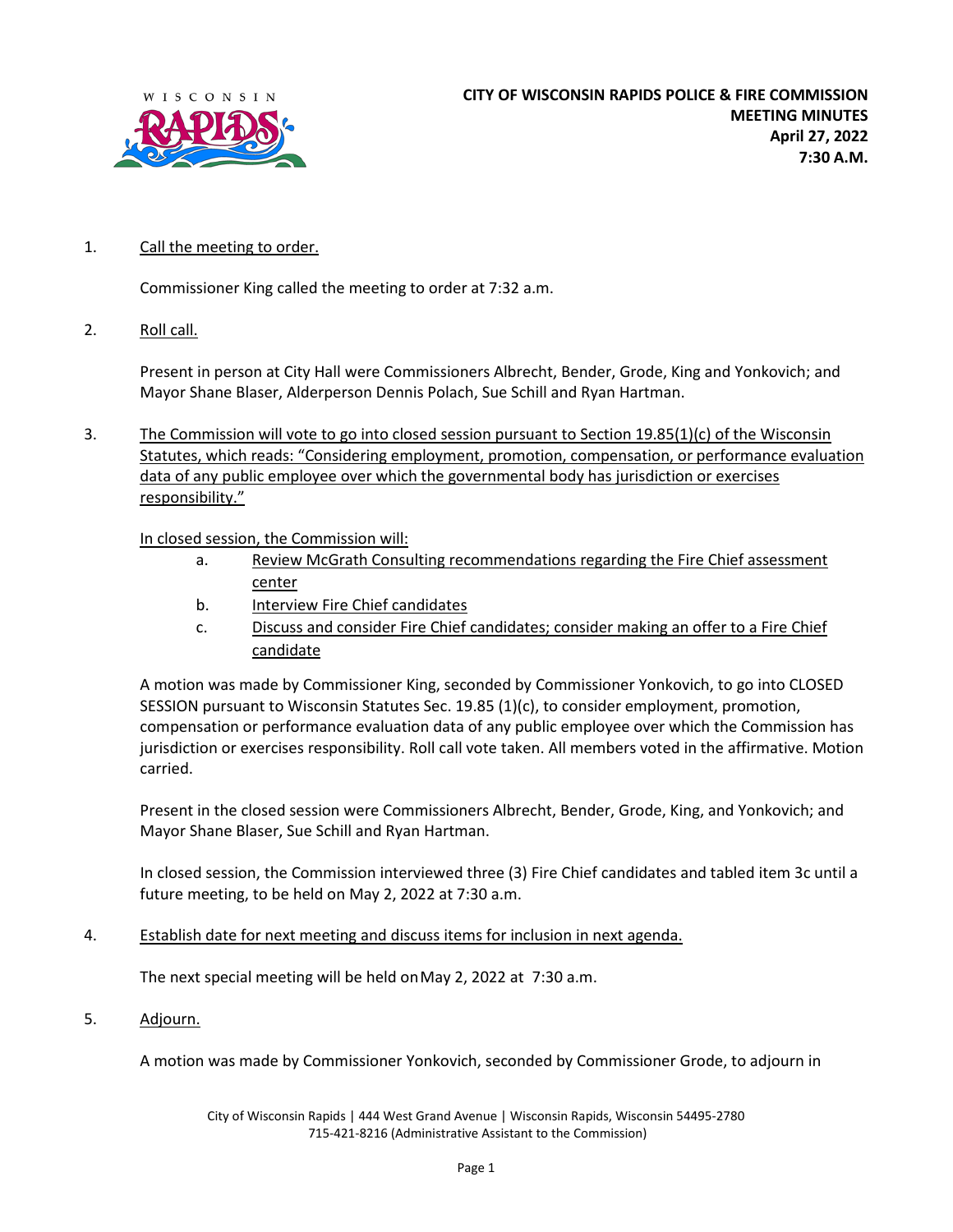**CITY OF WISCONSIN RAPIDS POLICE & FIRE COMMISSION**
**MEETING MINUTES**
**April 27, 2022**
**7:30 A.M.**

1. Call the meeting to order.

   Commissioner King called the meeting to order at 7:32 a.m.

2. Roll call.

   Present in person at City Hall were Commissioners Albrecht, Bender, Grode, King and Yonkovich; and Mayor Shane Blaser, Alderperson Dennis Polach, Sue Schill and Ryan Hartman.

3. The Commission will vote to go into closed session pursuant to Section 19.85(1)(c) of the Wisconsin Statutes, which reads: "Considering employment, promotion, compensation, or performance evaluation data of any public employee over which the governmental body has jurisdiction or exercises responsibility."

   In closed session, the Commission will:

   a. Review McGrath Consulting recommendations regarding the Fire Chief assessment center
   b. Interview Fire Chief candidates
   c. Discuss and consider Fire Chief candidates; consider making an offer to a Fire Chief candidate

   A motion was made by Commissioner King, seconded by Commissioner Yonkovich, to go into CLOSED SESSION pursuant to Wisconsin Statutes Sec. 19.85 (1)(c), to consider employment, promotion, compensation or performance evaluation data of any public employee over which the Commission has jurisdiction or exercises responsibility. Roll call vote taken. All members voted in the affirmative. Motion carried.

   Present in the closed session were Commissioners Albrecht, Bender, Grode, King, and Yonkovich; and Mayor Shane Blaser, Sue Schill and Ryan Hartman.

   In closed session, the Commission interviewed three (3) Fire Chief candidates and tabled item 3c until a future meeting, to be held on May 2, 2022 at 7:30 a.m.

4. Establish date for next meeting and discuss items for inclusion in next agenda.

   The next special meeting will be held on May 2, 2022 at 7:30 a.m.

5. Adjourn.

   A motion was made by Commissioner Yonkovich, seconded by Commissioner Grode, to adjourn in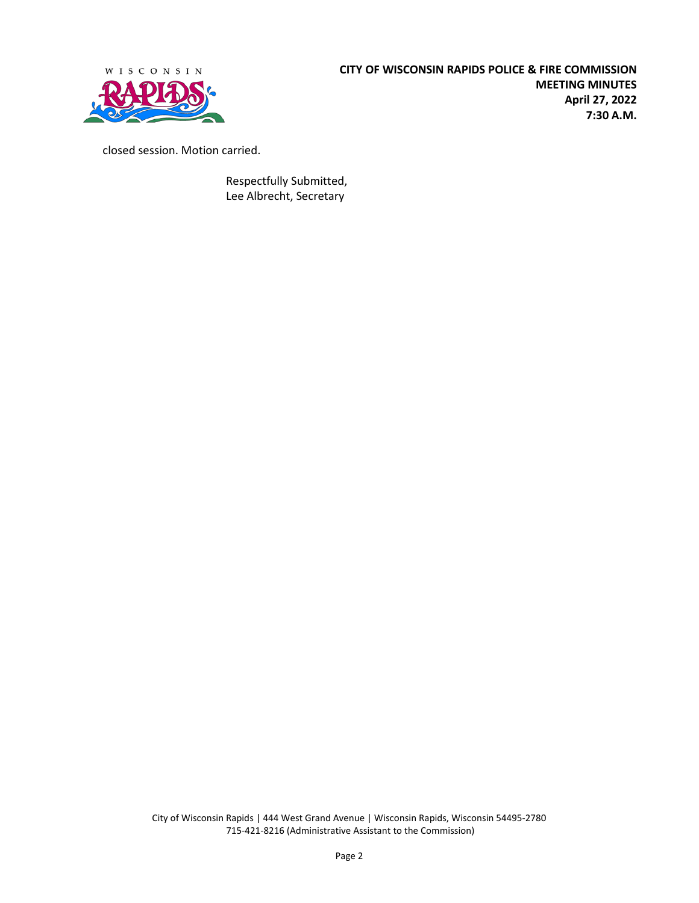closed session. Motion carried.

Respectfully Submitted,
Lee Albrecht, Secretary